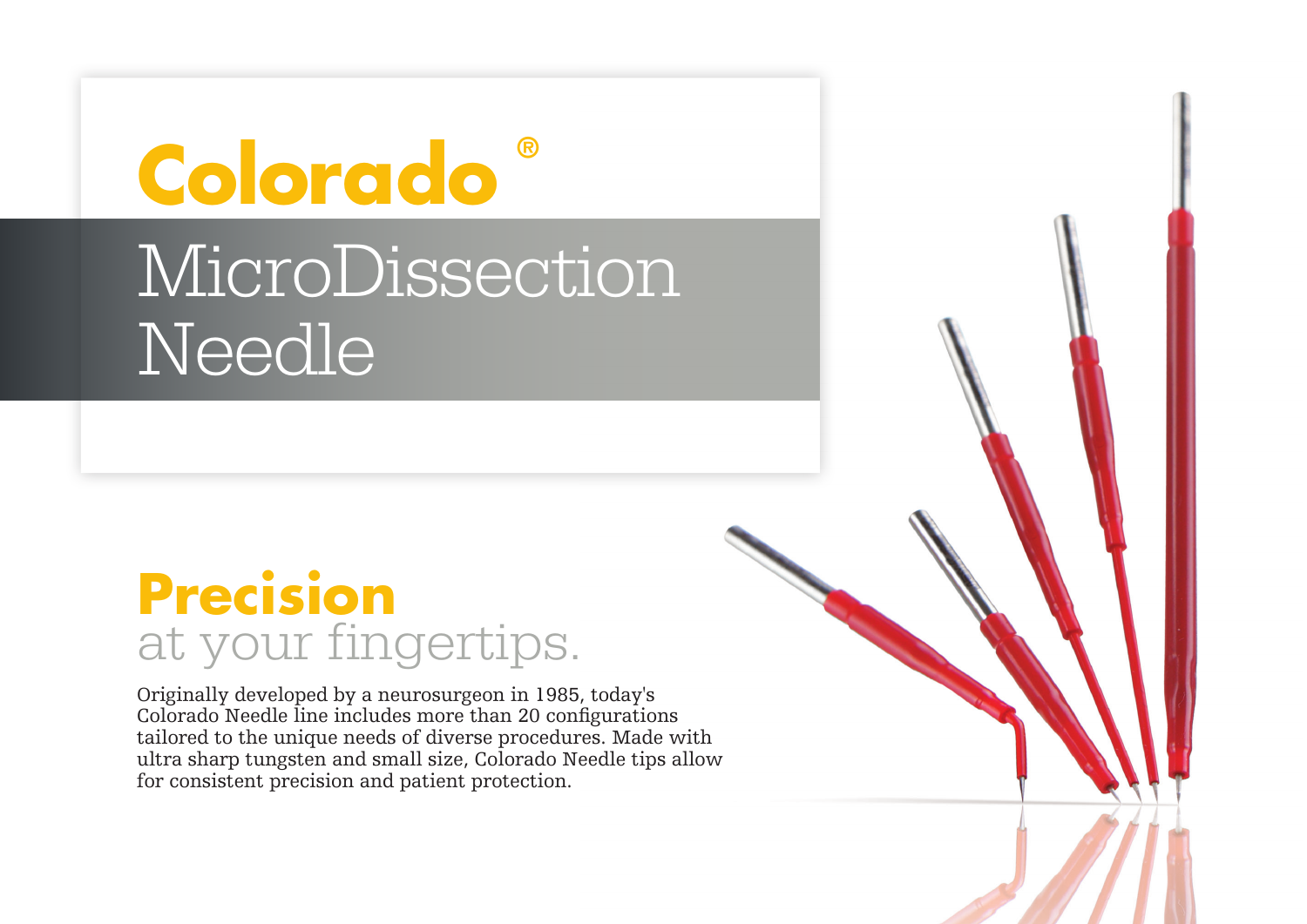# Colorado®

## MicroDissection Needle

## Precision
at your fingertips.

Originally developed by a neurosurgeon in 1985, today's Colorado Needle line includes more than 20 configurations tailored to the unique needs of diverse procedures. Made with ultra sharp tungsten and small size, Colorado Needle tips allow for consistent precision and patient protection.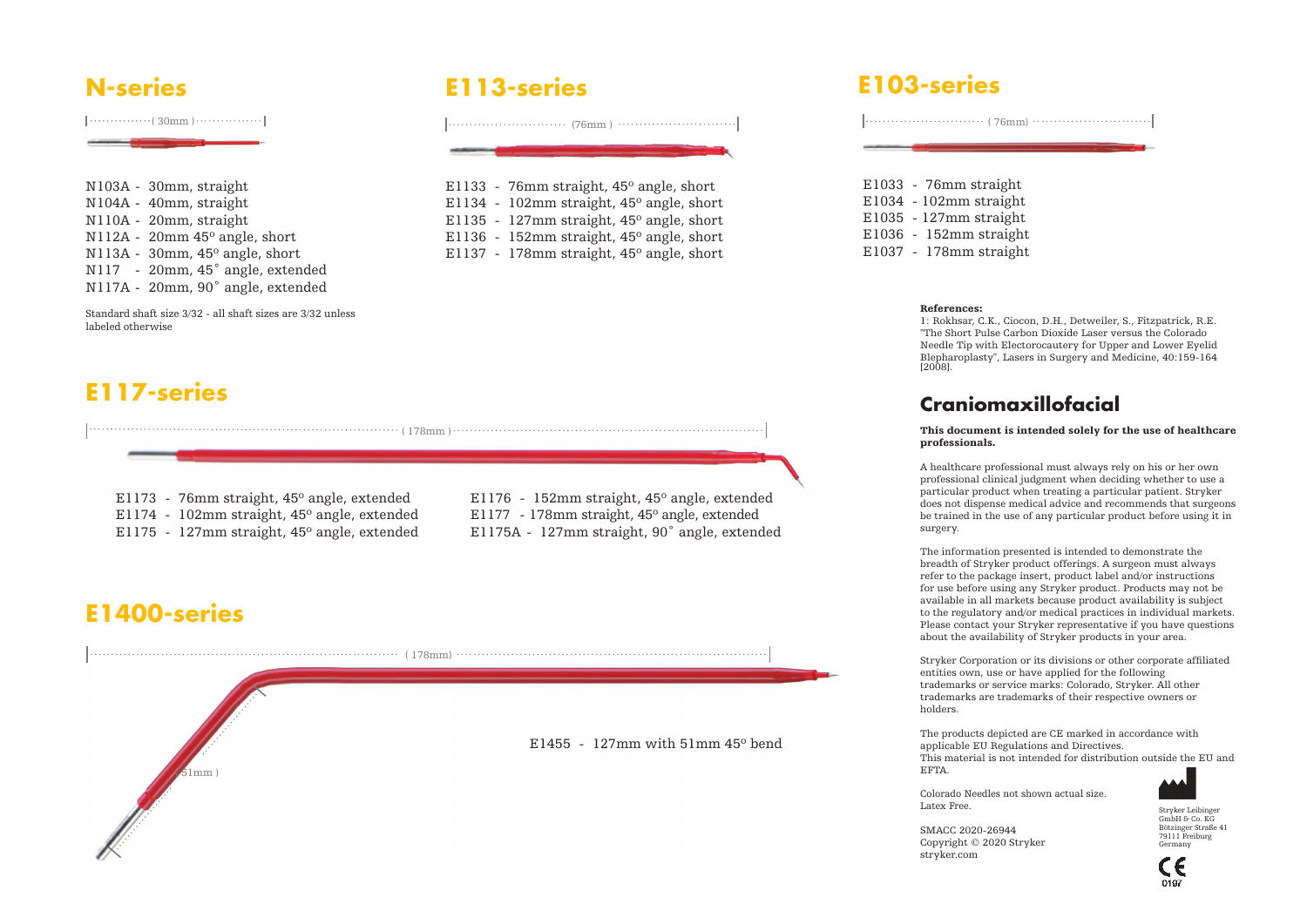## N-series

( 30mm )

N103A - 30mm, straight
N104A - 40mm, straight
N110A - 20mm, straight
N112A - 20mm 45º angle, short
N113A - 30mm, 45º angle, short
N117 - 20mm, 45˚ angle, extended
N117A - 20mm, 90˚ angle, extended

Standard shaft size 3/32 - all shaft sizes are 3/32 unless labeled otherwise

## E113-series

(76mm )

E1133 - 76mm straight, 45º angle, short
E1134 - 102mm straight, 45º angle, short
E1135 - 127mm straight, 45º angle, short
E1136 - 152mm straight, 45º angle, short
E1137 - 178mm straight, 45º angle, short

## E103-series

( 76mm)

E1033 - 76mm straight
E1034 - 102mm straight
E1035 - 127mm straight
E1036 - 152mm straight
E1037 - 178mm straight

## E117-series

( 178mm )

E1173 - 76mm straight, 45º angle, extended
E1174 - 102mm straight, 45º angle, extended
E1175 - 127mm straight, 45º angle, extended
E1176 - 152mm straight, 45º angle, extended
E1177 - 178mm straight, 45º angle, extended
E1175A - 127mm straight, 90˚ angle, extended

## E1400-series

( 178mm)

( 51mm )

E1455 - 127mm with 51mm 45º bend

**References:**
1: Rokhsar, C.K., Ciocon, D.H., Detweiler, S., Fitzpatrick, R.E. "The Short Pulse Carbon Dioxide Laser versus the Colorado Needle Tip with Electrocautery for Upper and Lower Eyelid Blepharoplasty", Lasers in Surgery and Medicine, 40:159-164 [2008].

## Craniomaxillofacial

**This document is intended solely for the use of healthcare professionals.**

A healthcare professional must always rely on his or her own professional clinical judgment when deciding whether to use a particular product when treating a particular patient. Stryker does not dispense medical advice and recommends that surgeons be trained in the use of any particular product before using it in surgery.

The information presented is intended to demonstrate the breadth of Stryker product offerings. A surgeon must always refer to the package insert, product label and/or instructions for use before using any Stryker product. Products may not be available in all markets because product availability is subject to the regulatory and/or medical practices in individual markets. Please contact your Stryker representative if you have questions about the availability of Stryker products in your area.

Stryker Corporation or its divisions or other corporate affiliated entities own, use or have applied for the following trademarks or service marks: Colorado, Stryker. All other trademarks are trademarks of their respective owners or holders.

The products depicted are CE marked in accordance with applicable EU Regulations and Directives.
This material is not intended for distribution outside the EU and EFTA.

Colorado Needles not shown actual size.
Latex Free.

SMACC 2020-26944
Copyright © 2020 Stryker
stryker.com

Stryker Leibinger
GmbH & Co. KG
Bötzinger Straße 41
79111 Freiburg
Germany

CE
0197